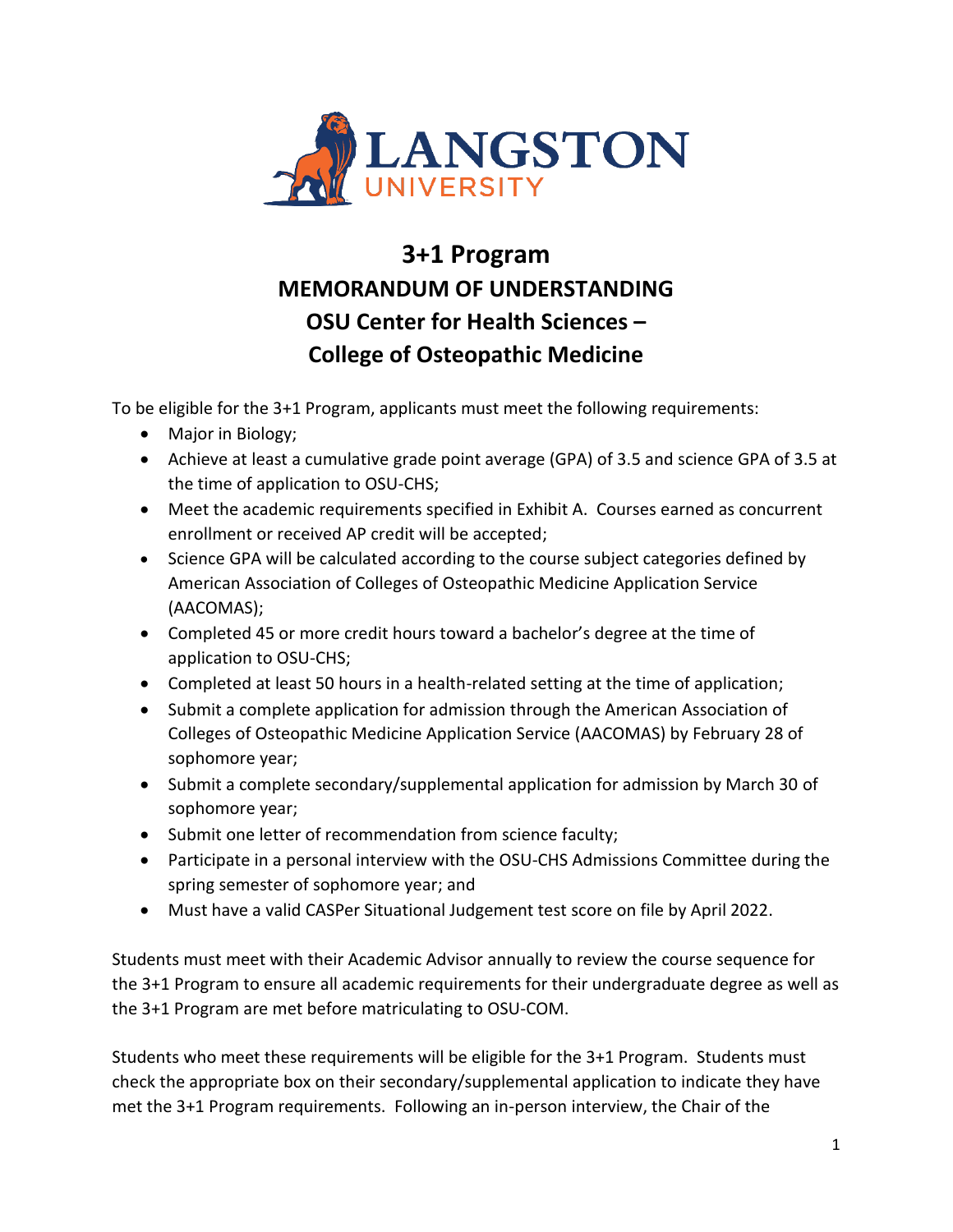# 3+1 Program
# MEMORANDUM OF UNDERSTANDING
# OSU Center for Health Sciences – College of Osteopathic Medicine

To be eligible for the 3+1 Program, applicants must meet the following requirements:

- Major in Biology;
- Achieve at least a cumulative grade point average (GPA) of 3.5 and science GPA of 3.5 at the time of application to OSU-CHS;
- Meet the academic requirements specified in Exhibit A. Courses earned as concurrent enrollment or received AP credit will be accepted;
- Science GPA will be calculated according to the course subject categories defined by American Association of Colleges of Osteopathic Medicine Application Service (AACOMAS);
- Completed 45 or more credit hours toward a bachelor's degree at the time of application to OSU-CHS;
- Completed at least 50 hours in a health-related setting at the time of application;
- Submit a complete application for admission through the American Association of Colleges of Osteopathic Medicine Application Service (AACOMAS) by February 28 of sophomore year;
- Submit a complete secondary/supplemental application for admission by March 30 of sophomore year;
- Submit one letter of recommendation from science faculty;
- Participate in a personal interview with the OSU-CHS Admissions Committee during the spring semester of sophomore year; and
- Must have a valid CASPer Situational Judgement test score on file by April 2022.

Students must meet with their Academic Advisor annually to review the course sequence for the 3+1 Program to ensure all academic requirements for their undergraduate degree as well as the 3+1 Program are met before matriculating to OSU-COM.

Students who meet these requirements will be eligible for the 3+1 Program. Students must check the appropriate box on their secondary/supplemental application to indicate they have met the 3+1 Program requirements. Following an in-person interview, the Chair of the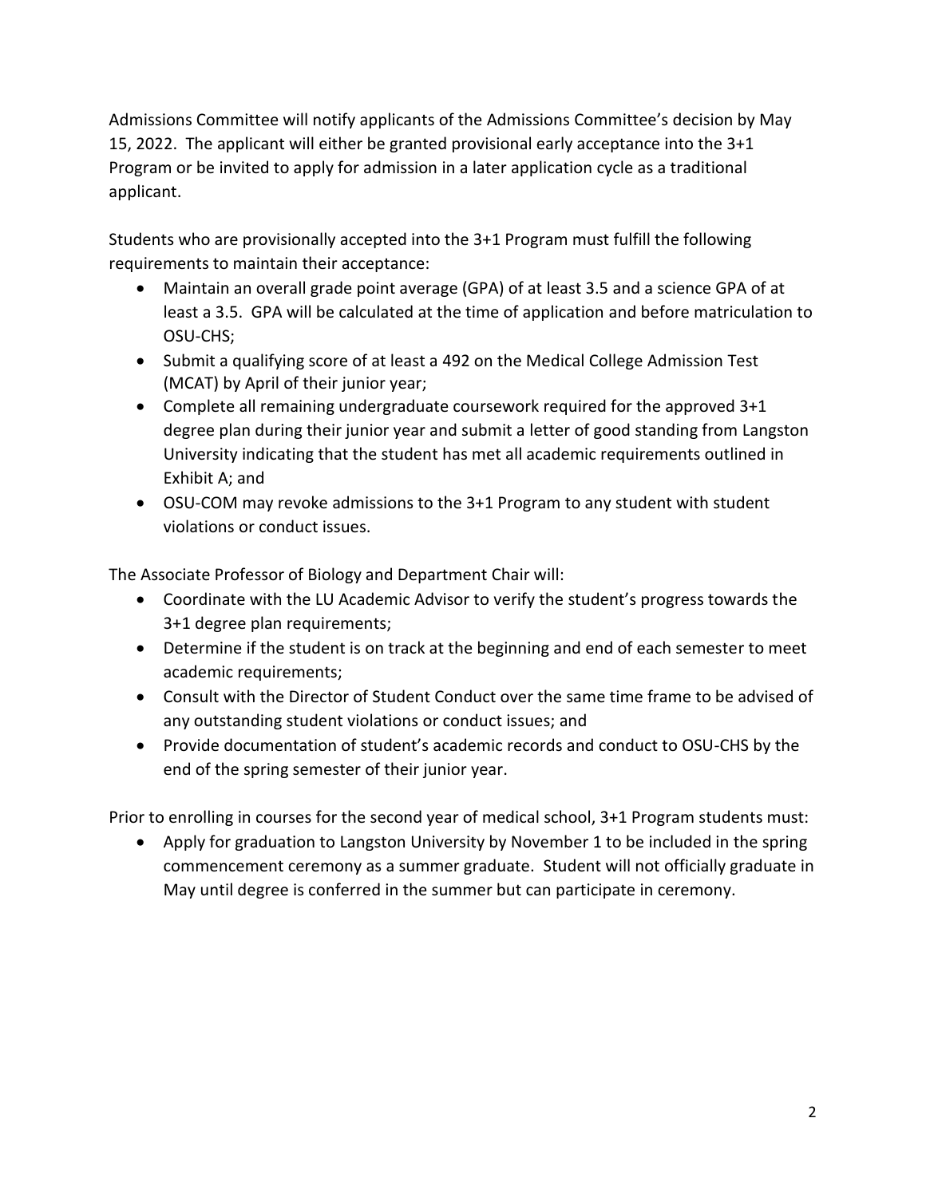Admissions Committee will notify applicants of the Admissions Committee's decision by May 15, 2022. The applicant will either be granted provisional early acceptance into the 3+1 Program or be invited to apply for admission in a later application cycle as a traditional applicant.

Students who are provisionally accepted into the 3+1 Program must fulfill the following requirements to maintain their acceptance:

- Maintain an overall grade point average (GPA) of at least 3.5 and a science GPA of at least a 3.5. GPA will be calculated at the time of application and before matriculation to OSU-CHS;
- Submit a qualifying score of at least a 492 on the Medical College Admission Test (MCAT) by April of their junior year;
- Complete all remaining undergraduate coursework required for the approved 3+1 degree plan during their junior year and submit a letter of good standing from Langston University indicating that the student has met all academic requirements outlined in Exhibit A; and
- OSU-COM may revoke admissions to the 3+1 Program to any student with student violations or conduct issues.

The Associate Professor of Biology and Department Chair will:

- Coordinate with the LU Academic Advisor to verify the student's progress towards the 3+1 degree plan requirements;
- Determine if the student is on track at the beginning and end of each semester to meet academic requirements;
- Consult with the Director of Student Conduct over the same time frame to be advised of any outstanding student violations or conduct issues; and
- Provide documentation of student's academic records and conduct to OSU-CHS by the end of the spring semester of their junior year.

Prior to enrolling in courses for the second year of medical school, 3+1 Program students must:

- Apply for graduation to Langston University by November 1 to be included in the spring commencement ceremony as a summer graduate. Student will not officially graduate in May until degree is conferred in the summer but can participate in ceremony.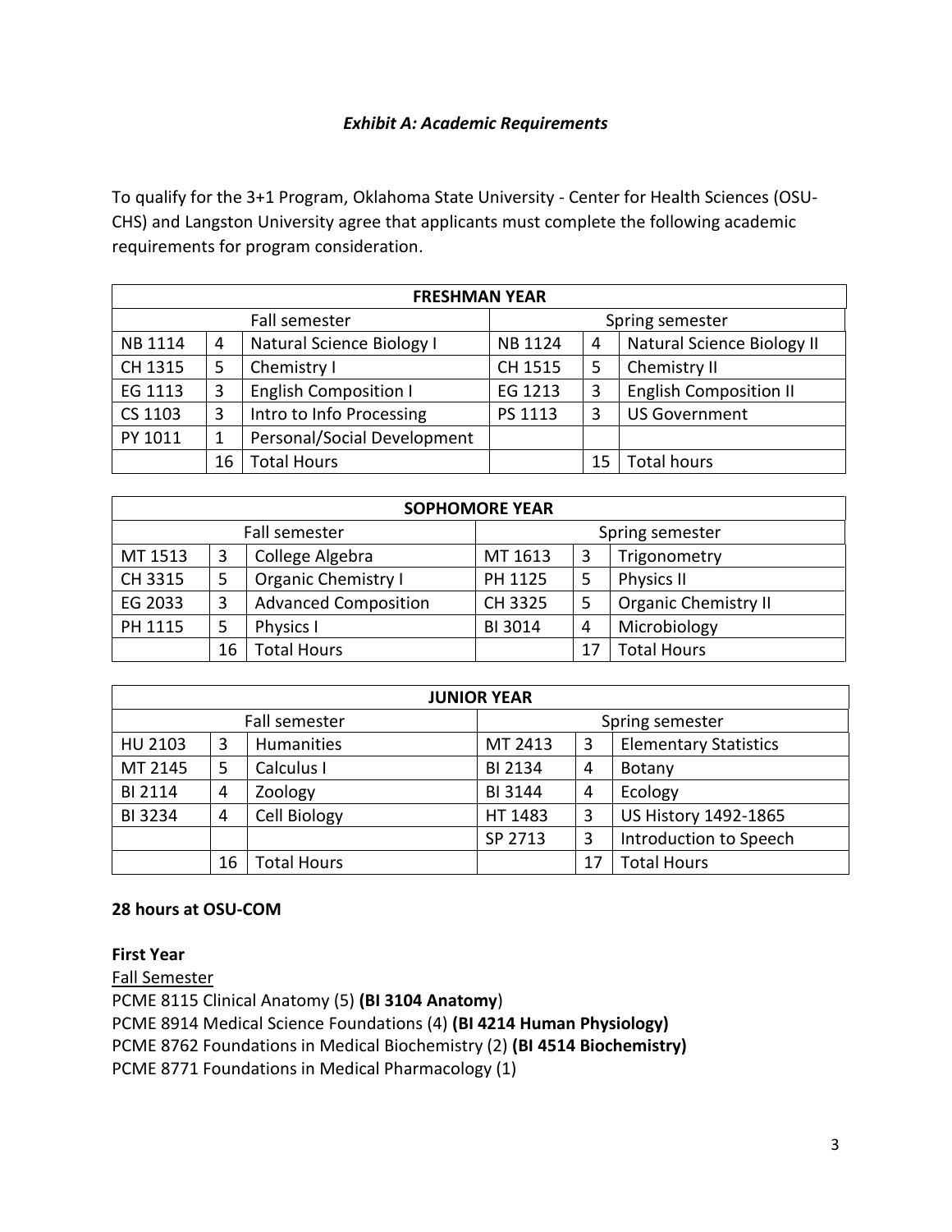### *Exhibit A: Academic Requirements*

To qualify for the 3+1 Program, Oklahoma State University - Center for Health Sciences (OSU-CHS) and Langston University agree that applicants must complete the following academic requirements for program consideration.

| **FRESHMAN YEAR** | | | | | |
|---|---|---|---|---|---|
| Fall semester | | | Spring semester | | |
| NB 1114 | 4 | Natural Science Biology I | NB 1124 | 4 | Natural Science Biology II |
| CH 1315 | 5 | Chemistry I | CH 1515 | 5 | Chemistry II |
| EG 1113 | 3 | English Composition I | EG 1213 | 3 | English Composition II |
| CS 1103 | 3 | Intro to Info Processing | PS 1113 | 3 | US Government |
| PY 1011 | 1 | Personal/Social Development | | | |
| | 16 | Total Hours | | 15 | Total hours |

| **SOPHOMORE YEAR** | | | | | |
|---|---|---|---|---|---|
| Fall semester | | | Spring semester | | |
| MT 1513 | 3 | College Algebra | MT 1613 | 3 | Trigonometry |
| CH 3315 | 5 | Organic Chemistry I | PH 1125 | 5 | Physics II |
| EG 2033 | 3 | Advanced Composition | CH 3325 | 5 | Organic Chemistry II |
| PH 1115 | 5 | Physics I | BI 3014 | 4 | Microbiology |
| | 16 | Total Hours | | 17 | Total Hours |

| **JUNIOR YEAR** | | | | | |
|---|---|---|---|---|---|
| Fall semester | | | Spring semester | | |
| HU 2103 | 3 | Humanities | MT 2413 | 3 | Elementary Statistics |
| MT 2145 | 5 | Calculus I | BI 2134 | 4 | Botany |
| BI 2114 | 4 | Zoology | BI 3144 | 4 | Ecology |
| BI 3234 | 4 | Cell Biology | HT 1483 | 3 | US History 1492-1865 |
| | | | SP 2713 | 3 | Introduction to Speech |
| | 16 | Total Hours | | 17 | Total Hours |

**28 hours at OSU-COM**

**First Year**

<u>Fall Semester</u>

PCME 8115 Clinical Anatomy (5) (**BI 3104 Anatomy**)
PCME 8914 Medical Science Foundations (4) **(BI 4214 Human Physiology)**
PCME 8762 Foundations in Medical Biochemistry (2) **(BI 4514 Biochemistry)**
PCME 8771 Foundations in Medical Pharmacology (1)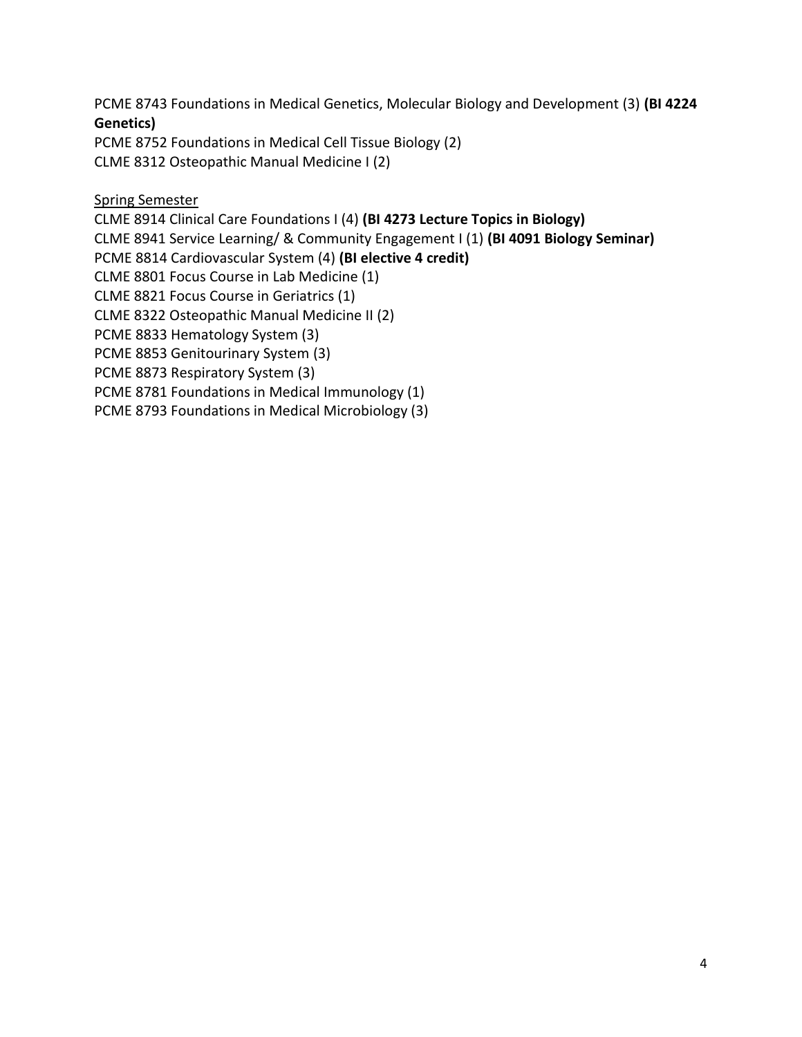PCME 8743 Foundations in Medical Genetics, Molecular Biology and Development (3) **(BI 4224 Genetics)**
PCME 8752 Foundations in Medical Cell Tissue Biology (2)
CLME 8312 Osteopathic Manual Medicine I (2)

Spring Semester

CLME 8914 Clinical Care Foundations I (4) **(BI 4273 Lecture Topics in Biology)**
CLME 8941 Service Learning/ & Community Engagement I (1) **(BI 4091 Biology Seminar)**
PCME 8814 Cardiovascular System (4) **(BI elective 4 credit)**
CLME 8801 Focus Course in Lab Medicine (1)
CLME 8821 Focus Course in Geriatrics (1)
CLME 8322 Osteopathic Manual Medicine II (2)
PCME 8833 Hematology System (3)
PCME 8853 Genitourinary System (3)
PCME 8873 Respiratory System (3)
PCME 8781 Foundations in Medical Immunology (1)
PCME 8793 Foundations in Medical Microbiology (3)